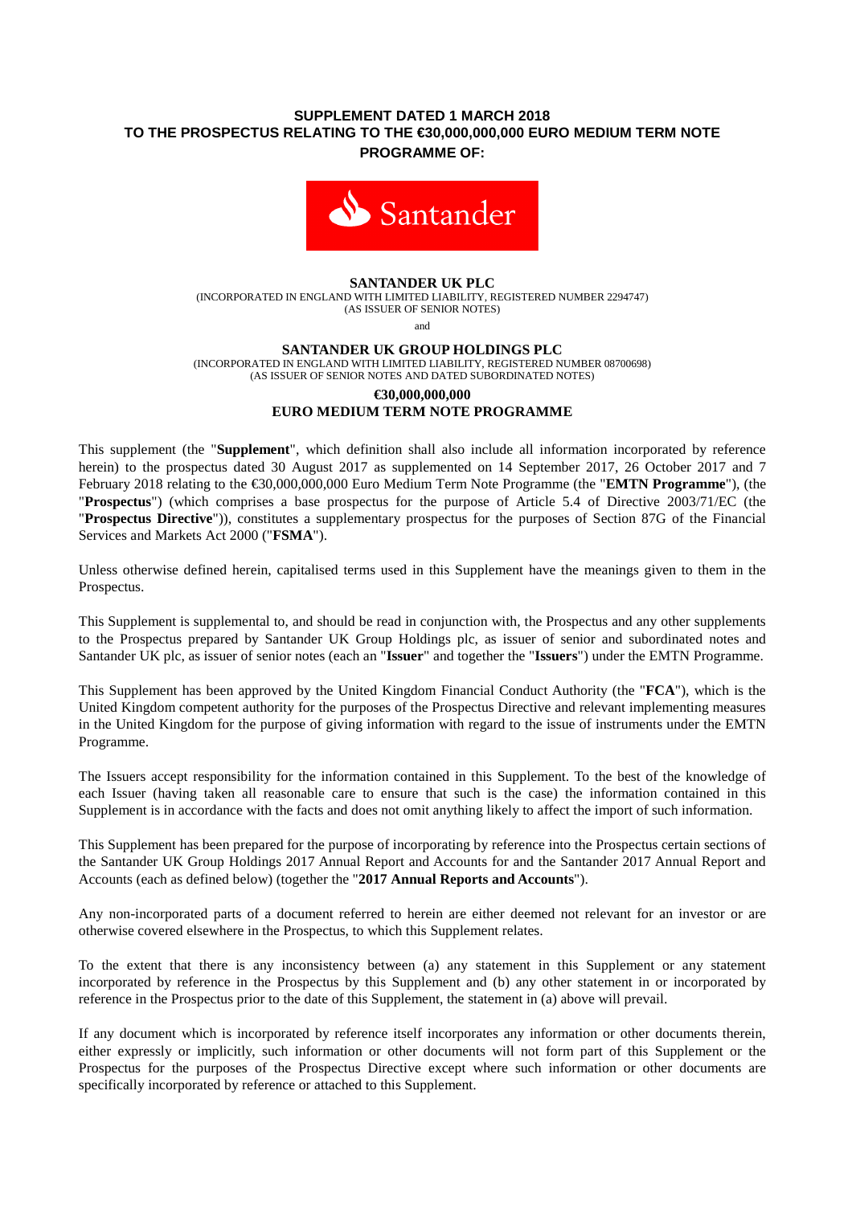# SUPPLEMENT DATED 1 MARCH 2018 TO THE PROSPECTUS RELATING TO THE €30,000,000,000 EURO MEDIUM TERM NOTE PROGRAMME OF:

**SANTANDER UK PLC**
(INCORPORATED IN ENGLAND WITH LIMITED LIABILITY, REGISTERED NUMBER 2294747)
(AS ISSUER OF SENIOR NOTES)

and

**SANTANDER UK GROUP HOLDINGS PLC**
(INCORPORATED IN ENGLAND WITH LIMITED LIABILITY, REGISTERED NUMBER 08700698)
(AS ISSUER OF SENIOR NOTES AND DATED SUBORDINATED NOTES)

**€30,000,000,000**
**EURO MEDIUM TERM NOTE PROGRAMME**

This supplement (the "**Supplement**", which definition shall also include all information incorporated by reference herein) to the prospectus dated 30 August 2017 as supplemented on 14 September 2017, 26 October 2017 and 7 February 2018 relating to the €30,000,000,000 Euro Medium Term Note Programme (the "**EMTN Programme**"), (the "**Prospectus**") (which comprises a base prospectus for the purpose of Article 5.4 of Directive 2003/71/EC (the "**Prospectus Directive**")), constitutes a supplementary prospectus for the purposes of Section 87G of the Financial Services and Markets Act 2000 ("**FSMA**").

Unless otherwise defined herein, capitalised terms used in this Supplement have the meanings given to them in the Prospectus.

This Supplement is supplemental to, and should be read in conjunction with, the Prospectus and any other supplements to the Prospectus prepared by Santander UK Group Holdings plc, as issuer of senior and subordinated notes and Santander UK plc, as issuer of senior notes (each an "**Issuer**" and together the "**Issuers**") under the EMTN Programme.

This Supplement has been approved by the United Kingdom Financial Conduct Authority (the "**FCA**"), which is the United Kingdom competent authority for the purposes of the Prospectus Directive and relevant implementing measures in the United Kingdom for the purpose of giving information with regard to the issue of instruments under the EMTN Programme.

The Issuers accept responsibility for the information contained in this Supplement. To the best of the knowledge of each Issuer (having taken all reasonable care to ensure that such is the case) the information contained in this Supplement is in accordance with the facts and does not omit anything likely to affect the import of such information.

This Supplement has been prepared for the purpose of incorporating by reference into the Prospectus certain sections of the Santander UK Group Holdings 2017 Annual Report and Accounts for and the Santander 2017 Annual Report and Accounts (each as defined below) (together the "**2017 Annual Reports and Accounts**").

Any non-incorporated parts of a document referred to herein are either deemed not relevant for an investor or are otherwise covered elsewhere in the Prospectus, to which this Supplement relates.

To the extent that there is any inconsistency between (a) any statement in this Supplement or any statement incorporated by reference in the Prospectus by this Supplement and (b) any other statement in or incorporated by reference in the Prospectus prior to the date of this Supplement, the statement in (a) above will prevail.

If any document which is incorporated by reference itself incorporates any information or other documents therein, either expressly or implicitly, such information or other documents will not form part of this Supplement or the Prospectus for the purposes of the Prospectus Directive except where such information or other documents are specifically incorporated by reference or attached to this Supplement.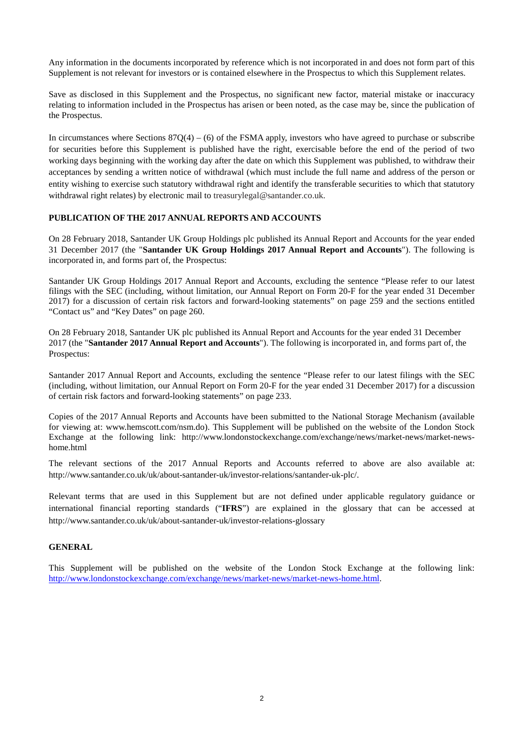Any information in the documents incorporated by reference which is not incorporated in and does not form part of this Supplement is not relevant for investors or is contained elsewhere in the Prospectus to which this Supplement relates.

Save as disclosed in this Supplement and the Prospectus, no significant new factor, material mistake or inaccuracy relating to information included in the Prospectus has arisen or been noted, as the case may be, since the publication of the Prospectus.

In circumstances where Sections 87Q(4) – (6) of the FSMA apply, investors who have agreed to purchase or subscribe for securities before this Supplement is published have the right, exercisable before the end of the period of two working days beginning with the working day after the date on which this Supplement was published, to withdraw their acceptances by sending a written notice of withdrawal (which must include the full name and address of the person or entity wishing to exercise such statutory withdrawal right and identify the transferable securities to which that statutory withdrawal right relates) by electronic mail to treasurylegal@santander.co.uk.

## PUBLICATION OF THE 2017 ANNUAL REPORTS AND ACCOUNTS

On 28 February 2018, Santander UK Group Holdings plc published its Annual Report and Accounts for the year ended 31 December 2017 (the "**Santander UK Group Holdings 2017 Annual Report and Accounts**"). The following is incorporated in, and forms part of, the Prospectus:

Santander UK Group Holdings 2017 Annual Report and Accounts, excluding the sentence "Please refer to our latest filings with the SEC (including, without limitation, our Annual Report on Form 20-F for the year ended 31 December 2017) for a discussion of certain risk factors and forward-looking statements" on page 259 and the sections entitled "Contact us" and "Key Dates" on page 260.

On 28 February 2018, Santander UK plc published its Annual Report and Accounts for the year ended 31 December 2017 (the "**Santander 2017 Annual Report and Accounts**"). The following is incorporated in, and forms part of, the Prospectus:

Santander 2017 Annual Report and Accounts, excluding the sentence "Please refer to our latest filings with the SEC (including, without limitation, our Annual Report on Form 20-F for the year ended 31 December 2017) for a discussion of certain risk factors and forward-looking statements" on page 233.

Copies of the 2017 Annual Reports and Accounts have been submitted to the National Storage Mechanism (available for viewing at: www.hemscott.com/nsm.do). This Supplement will be published on the website of the London Stock Exchange at the following link: http://www.londonstockexchange.com/exchange/news/market-news/market-news-home.html

The relevant sections of the 2017 Annual Reports and Accounts referred to above are also available at: http://www.santander.co.uk/uk/about-santander-uk/investor-relations/santander-uk-plc/.

Relevant terms that are used in this Supplement but are not defined under applicable regulatory guidance or international financial reporting standards ("**IFRS**") are explained in the glossary that can be accessed at http://www.santander.co.uk/uk/about-santander-uk/investor-relations-glossary

## GENERAL

This Supplement will be published on the website of the London Stock Exchange at the following link: http://www.londonstockexchange.com/exchange/news/market-news/market-news-home.html.